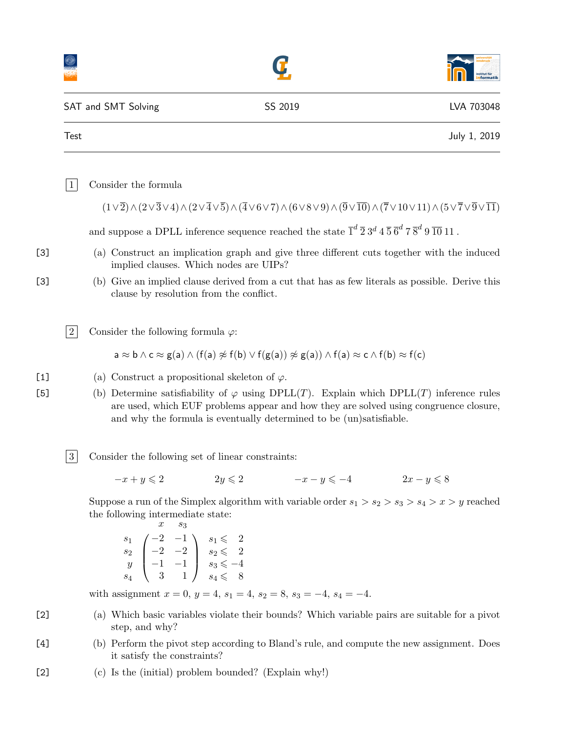SAT and SMT Solving — SS 2019 — LVA 703048

Test — July 1, 2019

---

**1** Consider the formula

$$(1 \vee \overline{2}) \wedge (2 \vee \overline{3} \vee 4) \wedge (2 \vee \overline{4} \vee \overline{5}) \wedge (\overline{4} \vee 6 \vee 7) \wedge (6 \vee 8 \vee 9) \wedge (\overline{9} \vee \overline{10}) \wedge (\overline{7} \vee 10 \vee 11) \wedge (5 \vee \overline{7} \vee \overline{9} \vee \overline{11})$$

and suppose a DPLL inference sequence reached the state $\overline{1}^d\, \overline{2}\, 3^d\, 4\, \overline{5}\, \overline{6}^d\, 7\, \overline{8}^d\, 9\, \overline{10}\, 11$ .

[3] (a) Construct an implication graph and give three different cuts together with the induced implied clauses. Which nodes are UIPs?

[3] (b) Give an implied clause derived from a cut that has as few literals as possible. Derive this clause by resolution from the conflict.

**2** Consider the following formula $\varphi$:

$$\mathsf{a} \approx \mathsf{b} \wedge \mathsf{c} \approx \mathsf{g}(\mathsf{a}) \wedge (\mathsf{f}(\mathsf{a}) \not\approx \mathsf{f}(\mathsf{b}) \vee \mathsf{f}(\mathsf{g}(\mathsf{a})) \not\approx \mathsf{g}(\mathsf{a})) \wedge \mathsf{f}(\mathsf{a}) \approx \mathsf{c} \wedge \mathsf{f}(\mathsf{b}) \approx \mathsf{f}(\mathsf{c})$$

[1] (a) Construct a propositional skeleton of $\varphi$.

[5] (b) Determine satisfiability of $\varphi$ using DPLL($T$). Explain which DPLL($T$) inference rules are used, which EUF problems appear and how they are solved using congruence closure, and why the formula is eventually determined to be (un)satisfiable.

**3** Consider the following set of linear constraints:

$$-x + y \leqslant 2 \qquad 2y \leqslant 2 \qquad -x - y \leqslant -4 \qquad 2x - y \leqslant 8$$

Suppose a run of the Simplex algorithm with variable order $s_1 > s_2 > s_3 > s_4 > x > y$ reached the following intermediate state:

$$\begin{array}{c} \\ s_1 \\ s_2 \\ y \\ s_4 \end{array} \begin{array}{c} \begin{array}{cc} x & s_3 \end{array} \\ \begin{pmatrix} -2 & -1 \\ -2 & -2 \\ -1 & -1 \\ 3 & 1 \end{pmatrix} \end{array} \quad \begin{array}{l} \\ s_1 \leqslant 2 \\ s_2 \leqslant 2 \\ s_3 \leqslant -4 \\ s_4 \leqslant 8 \end{array}$$

with assignment $x = 0$, $y = 4$, $s_1 = 4$, $s_2 = 8$, $s_3 = -4$, $s_4 = -4$.

[2] (a) Which basic variables violate their bounds? Which variable pairs are suitable for a pivot step, and why?

[4] (b) Perform the pivot step according to Bland's rule, and compute the new assignment. Does it satisfy the constraints?

[2] (c) Is the (initial) problem bounded? (Explain why!)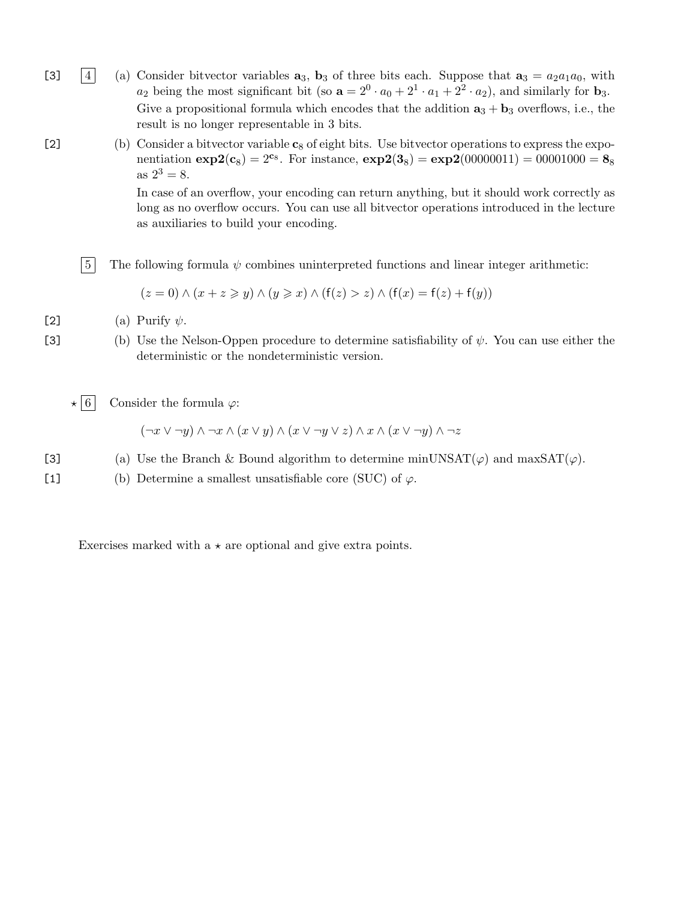[3] **4** (a) Consider bitvector variables $\mathbf{a}_3$, $\mathbf{b}_3$ of three bits each. Suppose that $\mathbf{a}_3 = a_2 a_1 a_0$, with $a_2$ being the most significant bit (so $\mathbf{a} = 2^0 \cdot a_0 + 2^1 \cdot a_1 + 2^2 \cdot a_2$), and similarly for $\mathbf{b}_3$. Give a propositional formula which encodes that the addition $\mathbf{a}_3 + \mathbf{b}_3$ overflows, i.e., the result is no longer representable in 3 bits.

[2] (b) Consider a bitvector variable $\mathbf{c}_8$ of eight bits. Use bitvector operations to express the exponentiation $\mathbf{exp2}(\mathbf{c}_8) = 2^{\mathbf{c}_8}$. For instance, $\mathbf{exp2}(\mathbf{3}_8) = \mathbf{exp2}(00000011) = 00001000 = \mathbf{8}_8$ as $2^3 = 8$.

In case of an overflow, your encoding can return anything, but it should work correctly as long as no overflow occurs. You can use all bitvector operations introduced in the lecture as auxiliaries to build your encoding.

**5** The following formula $\psi$ combines uninterpreted functions and linear integer arithmetic:

$$(z = 0) \wedge (x + z \geqslant y) \wedge (y \geqslant x) \wedge (\mathsf{f}(z) > z) \wedge (\mathsf{f}(x) = \mathsf{f}(z) + \mathsf{f}(y))$$

[2] (a) Purify $\psi$.

[3] (b) Use the Nelson-Oppen procedure to determine satisfiability of $\psi$. You can use either the deterministic or the nondeterministic version.

$\star$ **6** Consider the formula $\varphi$:

$$(\neg x \vee \neg y) \wedge \neg x \wedge (x \vee y) \wedge (x \vee \neg y \vee z) \wedge x \wedge (x \vee \neg y) \wedge \neg z$$

[3] (a) Use the Branch & Bound algorithm to determine minUNSAT($\varphi$) and maxSAT($\varphi$).

[1] (b) Determine a smallest unsatisfiable core (SUC) of $\varphi$.

Exercises marked with a $\star$ are optional and give extra points.